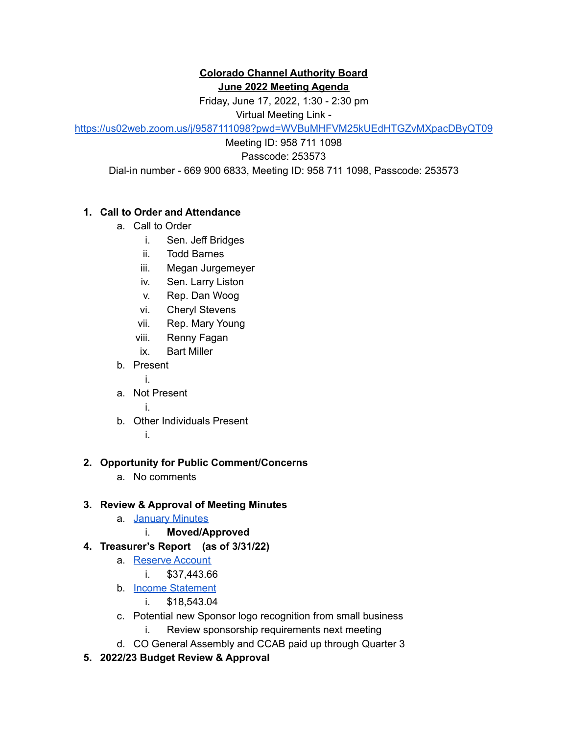**<u>Colorado Channel Authority Board</u>**

**<u>June 2022 Meeting Agenda</u>**

Friday, June 17, 2022, 1:30 - 2:30 pm

Virtual Meeting Link -

https://us02web.zoom.us/j/9587111098?pwd=WVBuMHFVM25kUEdHTGZvMXpacDByQT09

Meeting ID: 958 711 1098

Passcode: 253573

Dial-in number - 669 900 6833, Meeting ID: 958 711 1098, Passcode: 253573

1. **Call to Order and Attendance**
   a. Call to Order
      i. Sen. Jeff Bridges
      ii. Todd Barnes
      iii. Megan Jurgemeyer
      iv. Sen. Larry Liston
      v. Rep. Dan Woog
      vi. Cheryl Stevens
      vii. Rep. Mary Young
      viii. Renny Fagan
      ix. Bart Miller
   b. Present
      i.
   a. Not Present
      i.
   b. Other Individuals Present
      i.

2. **Opportunity for Public Comment/Concerns**
   a. No comments

3. **Review & Approval of Meeting Minutes**
   a. January Minutes
      i. **Moved/Approved**

4. **Treasurer's Report (as of 3/31/22)**
   a. Reserve Account
      i. $37,443.66
   b. Income Statement
      i. $18,543.04
   c. Potential new Sponsor logo recognition from small business
      i. Review sponsorship requirements next meeting
   d. CO General Assembly and CCAB paid up through Quarter 3

5. **2022/23 Budget Review & Approval**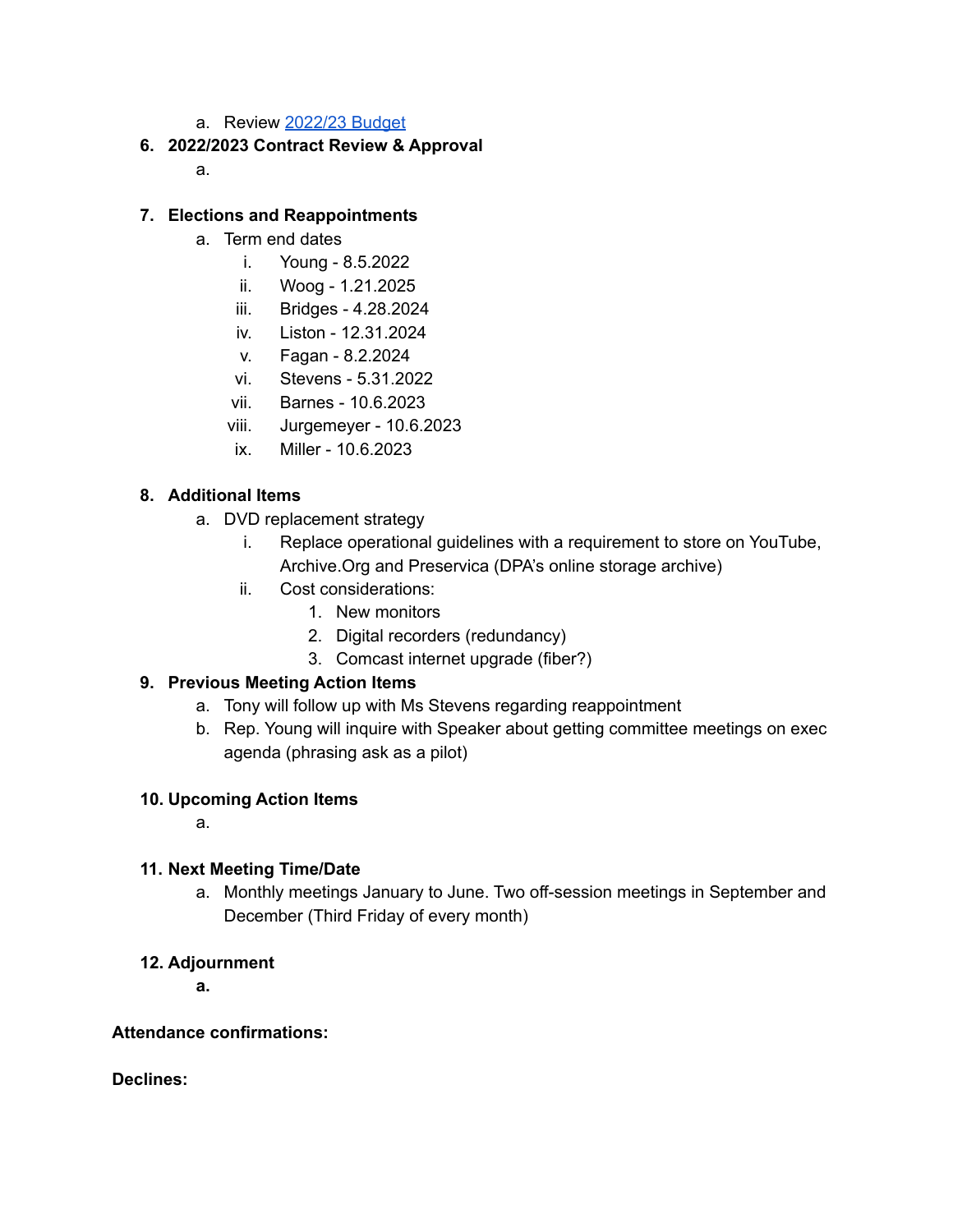a. Review [2022/23 Budget]

6. **2022/2023 Contract Review & Approval**
   a.

7. **Elections and Reappointments**
   a. Term end dates
      i. Young - 8.5.2022
      ii. Woog - 1.21.2025
      iii. Bridges - 4.28.2024
      iv. Liston - 12.31.2024
      v. Fagan - 8.2.2024
      vi. Stevens - 5.31.2022
      vii. Barnes - 10.6.2023
      viii. Jurgemeyer - 10.6.2023
      ix. Miller - 10.6.2023

8. **Additional Items**
   a. DVD replacement strategy
      i. Replace operational guidelines with a requirement to store on YouTube, Archive.Org and Preservica (DPA's online storage archive)
      ii. Cost considerations:
         1. New monitors
         2. Digital recorders (redundancy)
         3. Comcast internet upgrade (fiber?)

9. **Previous Meeting Action Items**
   a. Tony will follow up with Ms Stevens regarding reappointment
   b. Rep. Young will inquire with Speaker about getting committee meetings on exec agenda (phrasing ask as a pilot)

10. **Upcoming Action Items**
   a.

11. **Next Meeting Time/Date**
   a. Monthly meetings January to June. Two off-session meetings in September and December (Third Friday of every month)

12. **Adjournment**
   **a.**

**Attendance confirmations:**

**Declines:**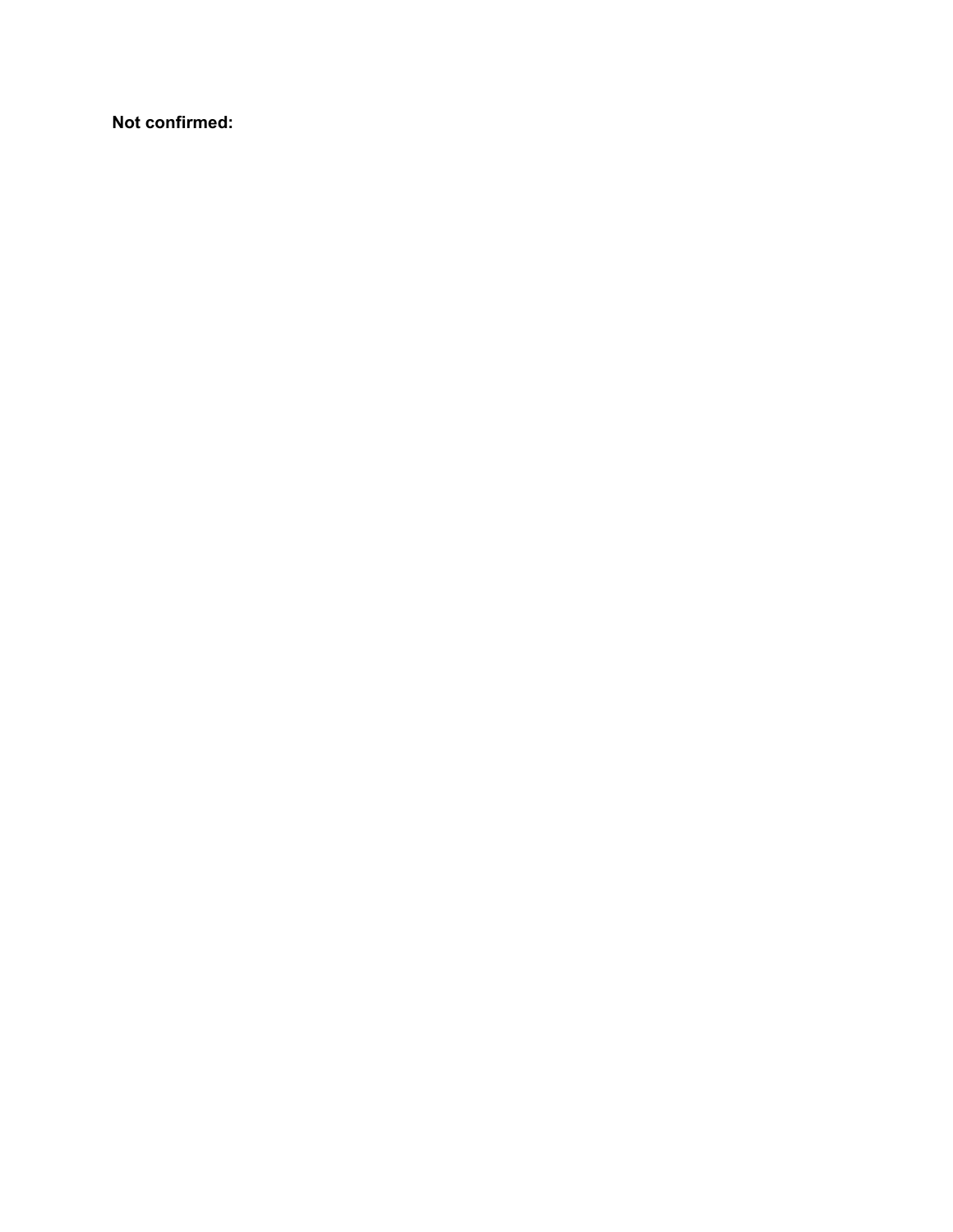**Not confirmed:**